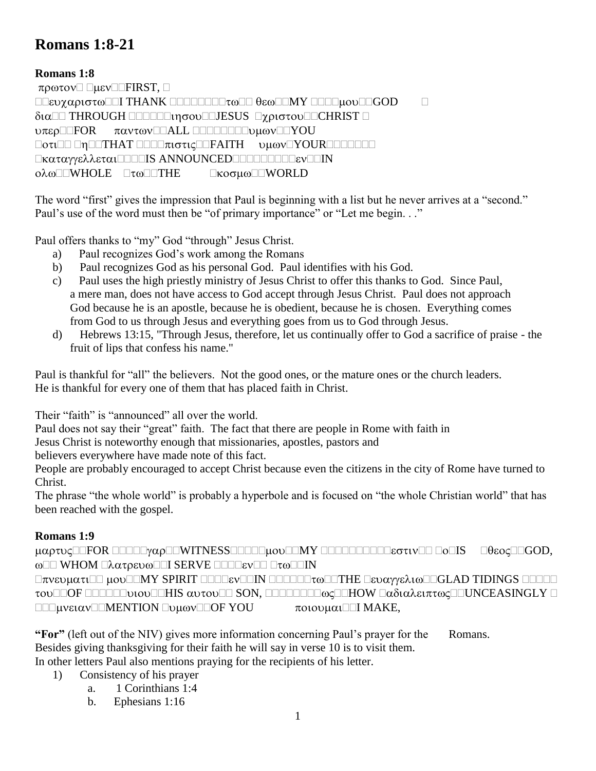# Romans 1:8-21

**Romans 1:8**

πρωτον μεν FIRST,
ευχαριστω I THANK τω θεω MY μου GOD
δια THROUGH ιησου JESUS χριστου CHRIST
υπερ FOR παντων ALL υμων YOU
οτι η THAT πιστις FAITH υμων YOUR
καταγγελλεται IS ANNOUNCED εν IN
ολω WHOLE τω THE κοσμω WORLD

The word "first" gives the impression that Paul is beginning with a list but he never arrives at a "second." Paul's use of the word must then be "of primary importance" or "Let me begin. . ."

Paul offers thanks to "my" God "through" Jesus Christ.

a) Paul recognizes God's work among the Romans
b) Paul recognizes God as his personal God. Paul identifies with his God.
c) Paul uses the high priestly ministry of Jesus Christ to offer this thanks to God. Since Paul, a mere man, does not have access to God accept through Jesus Christ. Paul does not approach God because he is an apostle, because he is obedient, because he is chosen. Everything comes from God to us through Jesus and everything goes from us to God through Jesus.
d) Hebrews 13:15, "Through Jesus, therefore, let us continually offer to God a sacrifice of praise - the fruit of lips that confess his name."

Paul is thankful for "all" the believers. Not the good ones, or the mature ones or the church leaders. He is thankful for every one of them that has placed faith in Christ.

Their "faith" is "announced" all over the world.
Paul does not say their "great" faith. The fact that there are people in Rome with faith in Jesus Christ is noteworthy enough that missionaries, apostles, pastors and believers everywhere have made note of this fact.
People are probably encouraged to accept Christ because even the citizens in the city of Rome have turned to Christ.
The phrase "the whole world" is probably a hyperbole and is focused on "the whole Christian world" that has been reached with the gospel.

**Romans 1:9**

μαρτυς FOR γαρ WITNESS μου MY εστιν ο IS θεος GOD,
ω WHOM λατρευω I SERVE εν τω IN
πνευματι μου MY SPIRIT εν IN τω THE ευαγγελιω GLAD TIDINGS
του OF υιου HIS αυτου SON, ως HOW αδιαλειπτως UNCEASINGLY
μνειαν MENTION υμων OF YOU ποιουμαι I MAKE,

**"For"** (left out of the NIV) gives more information concerning Paul's prayer for the Romans.
Besides giving thanksgiving for their faith he will say in verse 10 is to visit them.
In other letters Paul also mentions praying for the recipients of his letter.

1) Consistency of his prayer
   a. 1 Corinthians 1:4
   b. Ephesians 1:16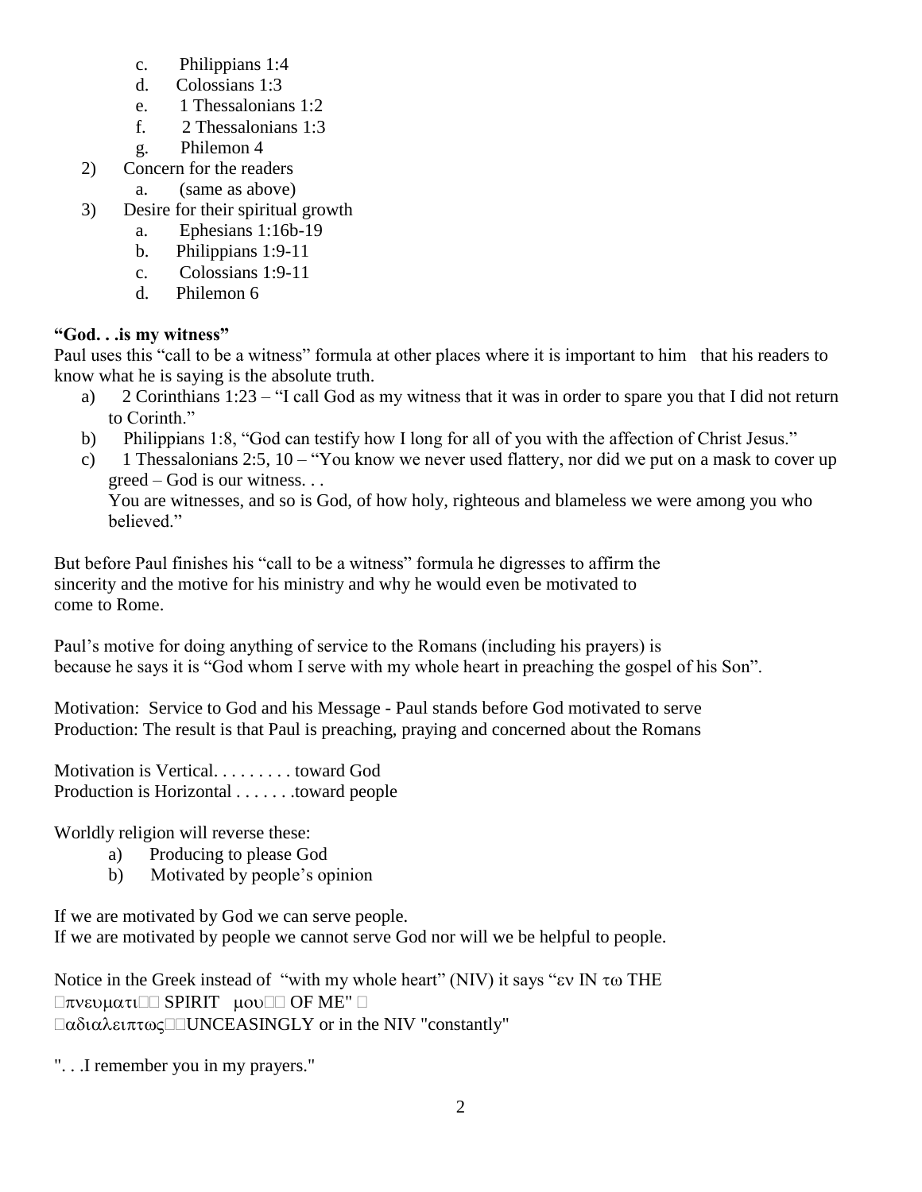c. Philippians 1:4
   d. Colossians 1:3
   e. 1 Thessalonians 1:2
   f. 2 Thessalonians 1:3
   g. Philemon 4

2) Concern for the readers
   a. (same as above)

3) Desire for their spiritual growth
   a. Ephesians 1:16b-19
   b. Philippians 1:9-11
   c. Colossians 1:9-11
   d. Philemon 6

**"God. . .is my witness"**

Paul uses this "call to be a witness" formula at other places where it is important to him that his readers to know what he is saying is the absolute truth.

a) 2 Corinthians 1:23 – "I call God as my witness that it was in order to spare you that I did not return to Corinth."

b) Philippians 1:8, "God can testify how I long for all of you with the affection of Christ Jesus."

c) 1 Thessalonians 2:5, 10 – "You know we never used flattery, nor did we put on a mask to cover up greed – God is our witness. . .
   You are witnesses, and so is God, of how holy, righteous and blameless we were among you who believed."

But before Paul finishes his "call to be a witness" formula he digresses to affirm the sincerity and the motive for his ministry and why he would even be motivated to come to Rome.

Paul's motive for doing anything of service to the Romans (including his prayers) is because he says it is "God whom I serve with my whole heart in preaching the gospel of his Son".

Motivation: Service to God and his Message - Paul stands before God motivated to serve
Production: The result is that Paul is preaching, praying and concerned about the Romans

Motivation is Vertical. . . . . . . . . toward God
Production is Horizontal . . . . . . .toward people

Worldly religion will reverse these:

a) Producing to please God
b) Motivated by people's opinion

If we are motivated by God we can serve people.
If we are motivated by people we cannot serve God nor will we be helpful to people.

Notice in the Greek instead of "with my whole heart" (NIV) it says "εν IN τω THE πνευματι SPIRIT μου OF ME"
αδιαλειπτως UNCEASINGLY or in the NIV "constantly"

". . .I remember you in my prayers."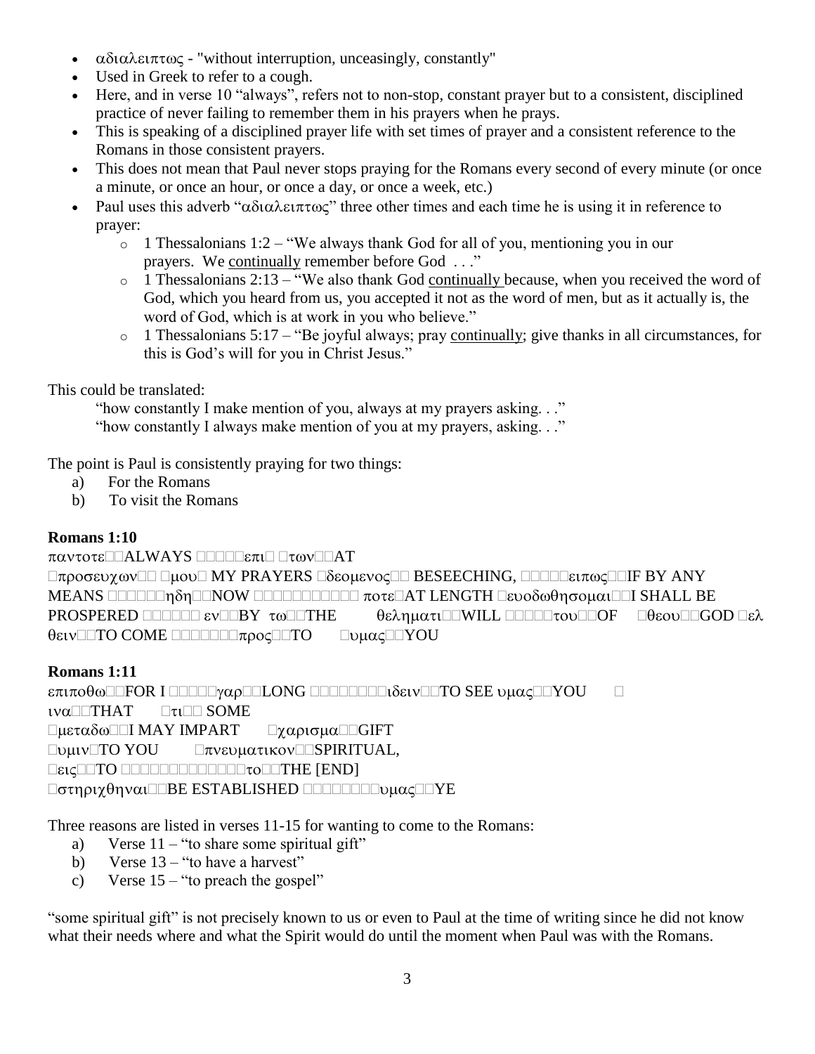- αδιαλειπτως - "without interruption, unceasingly, constantly"
- Used in Greek to refer to a cough.
- Here, and in verse 10 "always", refers not to non-stop, constant prayer but to a consistent, disciplined practice of never failing to remember them in his prayers when he prays.
- This is speaking of a disciplined prayer life with set times of prayer and a consistent reference to the Romans in those consistent prayers.
- This does not mean that Paul never stops praying for the Romans every second of every minute (or once a minute, or once an hour, or once a day, or once a week, etc.)
- Paul uses this adverb "αδιαλειπτως" three other times and each time he is using it in reference to prayer:
    - 1 Thessalonians 1:2 – "We always thank God for all of you, mentioning you in our prayers. We continually remember before God . . ."
    - 1 Thessalonians 2:13 – "We also thank God continually because, when you received the word of God, which you heard from us, you accepted it not as the word of men, but as it actually is, the word of God, which is at work in you who believe."
    - 1 Thessalonians 5:17 – "Be joyful always; pray continually; give thanks in all circumstances, for this is God's will for you in Christ Jesus."

This could be translated:

"how constantly I make mention of you, always at my prayers asking. . ."
"how constantly I always make mention of you at my prayers, asking. . ."

The point is Paul is consistently praying for two things:

a) For the Romans
b) To visit the Romans

**Romans 1:10**

παντοτε ALWAYS επι των AT προσευχων μου MY PRAYERS δεομενος BESEECHING, ειπως IF BY ANY MEANS ηδη NOW ποτε AT LENGTH ευοδωθησομαι I SHALL BE PROSPERED εν BY τω THE θεληματι WILL του OF θεου GOD ελθειν TO COME προς TO υμας YOU

**Romans 1:11**

επιποθω FOR I γαρ LONG ιδειν TO SEE υμας YOU
ινα THAT τι SOME
μεταδω I MAY IMPART χαρισμα GIFT
υμιν TO YOU πνευματικον SPIRITUAL,
εις TO το THE [END]
στηριχθηναι BE ESTABLISHED υμας YE

Three reasons are listed in verses 11-15 for wanting to come to the Romans:

a) Verse 11 – "to share some spiritual gift"
b) Verse 13 – "to have a harvest"
c) Verse 15 – "to preach the gospel"

"some spiritual gift" is not precisely known to us or even to Paul at the time of writing since he did not know what their needs where and what the Spirit would do until the moment when Paul was with the Romans.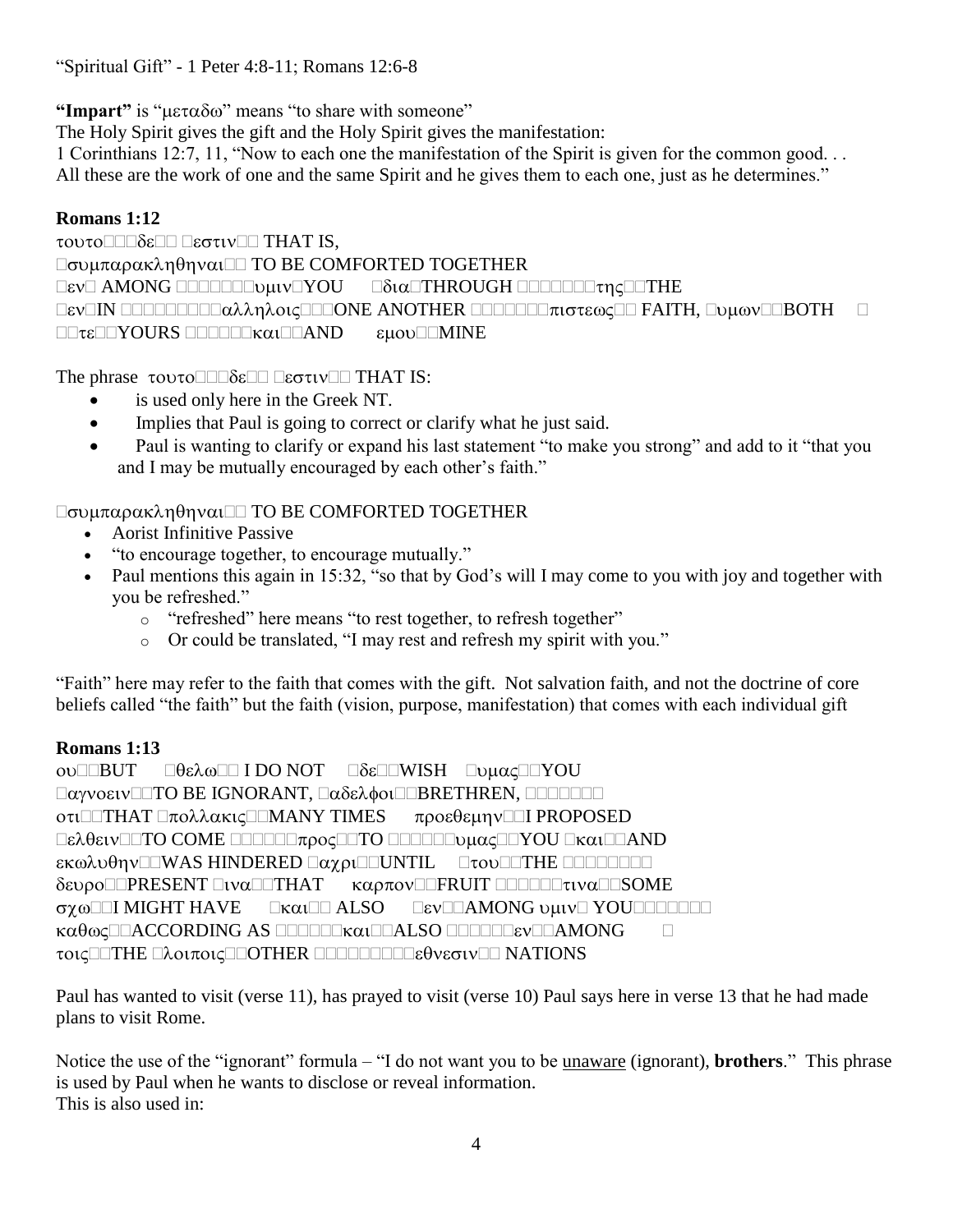"Spiritual Gift" - 1 Peter 4:8-11; Romans 12:6-8

**"Impart"** is "μεταδω" means "to share with someone"

The Holy Spirit gives the gift and the Holy Spirit gives the manifestation:

1 Corinthians 12:7, 11, "Now to each one the manifestation of the Spirit is given for the common good. . . All these are the work of one and the same Spirit and he gives them to each one, just as he determines."

**Romans 1:12**

τουτο δε εστιν THAT IS,
συμπαρακληθηναι TO BE COMFORTED TOGETHER
εν AMONG υμιν YOU δια THROUGH της THE
εν IN αλληλοις ONE ANOTHER πιστεως FAITH, υμων BOTH
τε YOURS και AND εμου MINE

The phrase τουτο δε εστιν THAT IS:

- is used only here in the Greek NT.
- Implies that Paul is going to correct or clarify what he just said.
- Paul is wanting to clarify or expand his last statement "to make you strong" and add to it "that you and I may be mutually encouraged by each other's faith."

συμπαρακληθηναι TO BE COMFORTED TOGETHER

- Aorist Infinitive Passive
- "to encourage together, to encourage mutually."
- Paul mentions this again in 15:32, "so that by God's will I may come to you with joy and together with you be refreshed."
  - "refreshed" here means "to rest together, to refresh together"
  - Or could be translated, "I may rest and refresh my spirit with you."

"Faith" here may refer to the faith that comes with the gift. Not salvation faith, and not the doctrine of core beliefs called "the faith" but the faith (vision, purpose, manifestation) that comes with each individual gift

**Romans 1:13**

ου BUT θελω I DO NOT δε WISH υμας YOU
αγνοειν TO BE IGNORANT, αδελφοι BRETHREN,
οτι THAT πολλακις MANY TIMES προεθεμην I PROPOSED
ελθειν TO COME προς TO υμας YOU και AND
εκωλυθην WAS HINDERED αχρι UNTIL του THE
δευρο PRESENT ινα THAT καρπον FRUIT τινα SOME
σχω I MIGHT HAVE και ALSO εν AMONG υμιν YOU
καθως ACCORDING AS και ALSO εν AMONG
τοις THE λοιποις OTHER εθνεσιν NATIONS

Paul has wanted to visit (verse 11), has prayed to visit (verse 10) Paul says here in verse 13 that he had made plans to visit Rome.

Notice the use of the "ignorant" formula – "I do not want you to be <u>unaware</u> (ignorant), **brothers**." This phrase is used by Paul when he wants to disclose or reveal information.
This is also used in: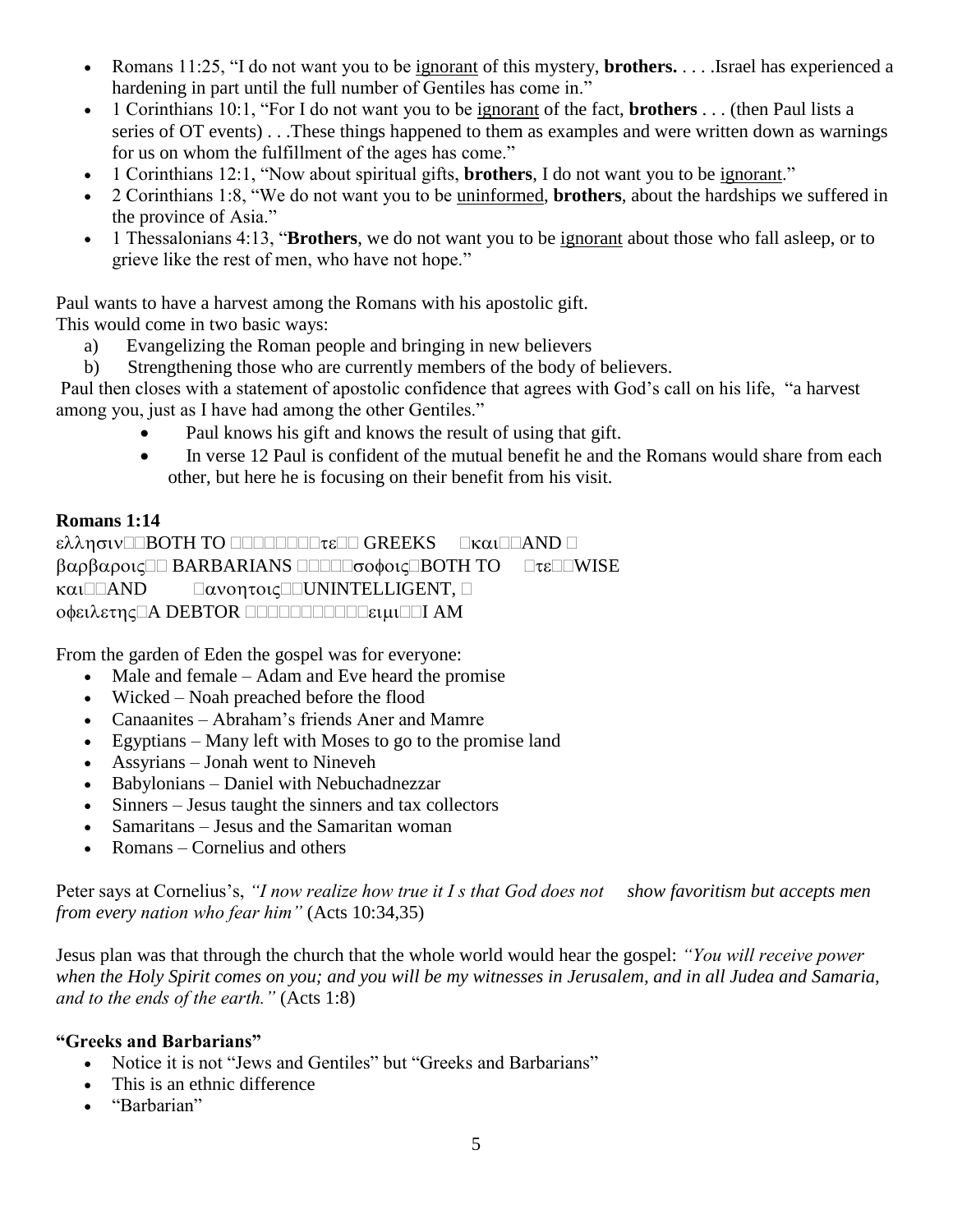- Romans 11:25, “I do not want you to be <u>ignorant</u> of this mystery, **brothers.** . . . .Israel has experienced a hardening in part until the full number of Gentiles has come in.”
- 1 Corinthians 10:1, “For I do not want you to be <u>ignorant</u> of the fact, **brothers** . . . (then Paul lists a series of OT events) . . .These things happened to them as examples and were written down as warnings for us on whom the fulfillment of the ages has come.”
- 1 Corinthians 12:1, “Now about spiritual gifts, **brothers**, I do not want you to be <u>ignorant</u>.”
- 2 Corinthians 1:8, “We do not want you to be <u>uninformed</u>, **brothers**, about the hardships we suffered in the province of Asia.”
- 1 Thessalonians 4:13, “**Brothers**, we do not want you to be <u>ignorant</u> about those who fall asleep, or to grieve like the rest of men, who have not hope.”

Paul wants to have a harvest among the Romans with his apostolic gift.
This would come in two basic ways:

a) Evangelizing the Roman people and bringing in new believers
b) Strengthening those who are currently members of the body of believers.

Paul then closes with a statement of apostolic confidence that agrees with God’s call on his life, “a harvest among you, just as I have had among the other Gentiles.”

- Paul knows his gift and knows the result of using that gift.
- In verse 12 Paul is confident of the mutual benefit he and the Romans would share from each other, but here he is focusing on their benefit from his visit.

**Romans 1:14**

ελλησιν BOTH TO τε GREEKS και AND
βαρβαροις BARBARIANS σοφοις BOTH TO τε WISE
και AND ανοητοις UNINTELLIGENT,
οφειλετης A DEBTOR ειμι I AM

From the garden of Eden the gospel was for everyone:

- Male and female – Adam and Eve heard the promise
- Wicked – Noah preached before the flood
- Canaanites – Abraham’s friends Aner and Mamre
- Egyptians – Many left with Moses to go to the promise land
- Assyrians – Jonah went to Nineveh
- Babylonians – Daniel with Nebuchadnezzar
- Sinners – Jesus taught the sinners and tax collectors
- Samaritans – Jesus and the Samaritan woman
- Romans – Cornelius and others

Peter says at Cornelius’s, *“I now realize how true it I s that God does not show favoritism but accepts men from every nation who fear him”* (Acts 10:34,35)

Jesus plan was that through the church that the whole world would hear the gospel: *“You will receive power when the Holy Spirit comes on you; and you will be my witnesses in Jerusalem, and in all Judea and Samaria, and to the ends of the earth.”* (Acts 1:8)

**“Greeks and Barbarians”**

- Notice it is not “Jews and Gentiles” but “Greeks and Barbarians”
- This is an ethnic difference
- “Barbarian”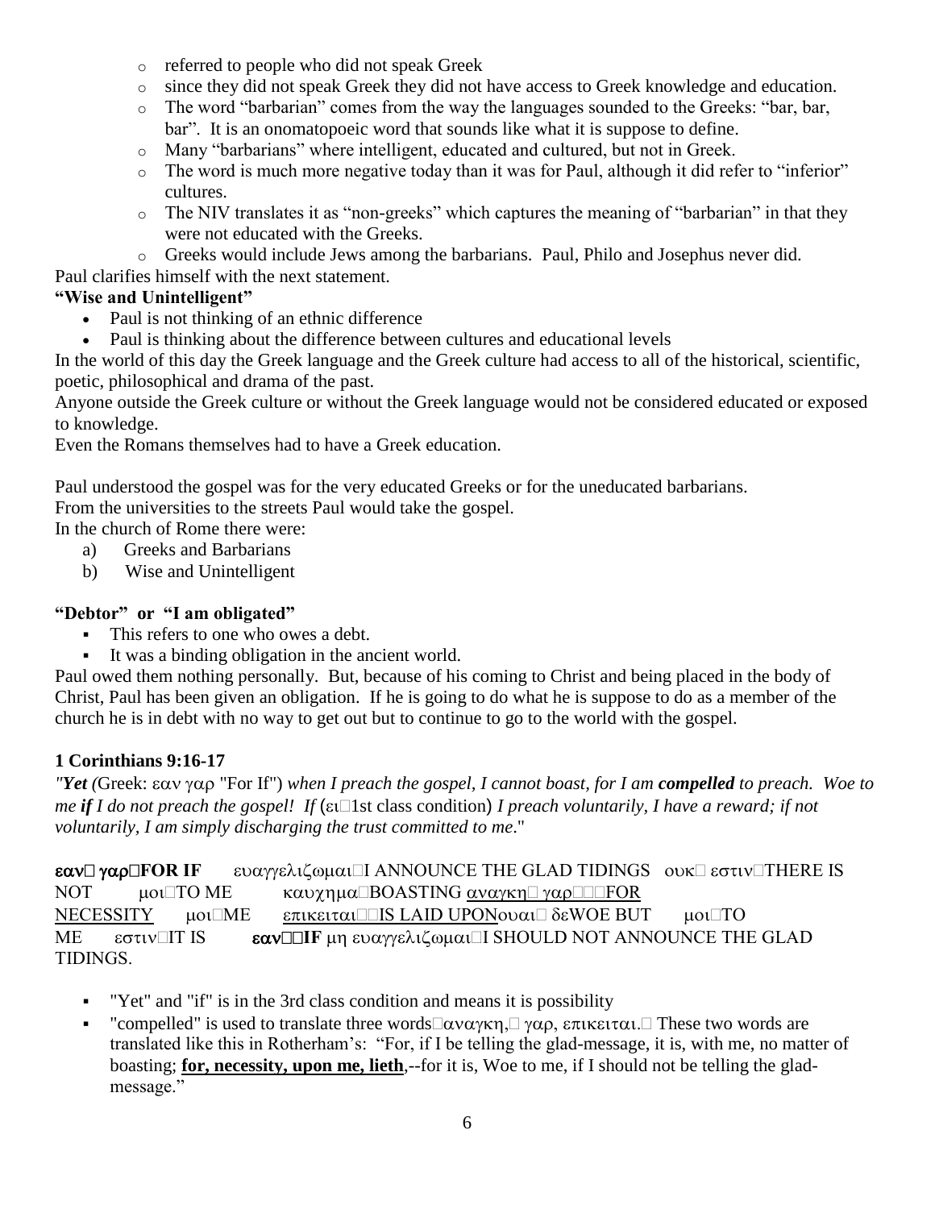- referred to people who did not speak Greek
- since they did not speak Greek they did not have access to Greek knowledge and education.
- The word "barbarian" comes from the way the languages sounded to the Greeks: "bar, bar, bar". It is an onomatopoeic word that sounds like what it is suppose to define.
- Many "barbarians" where intelligent, educated and cultured, but not in Greek.
- The word is much more negative today than it was for Paul, although it did refer to "inferior" cultures.
- The NIV translates it as "non-greeks" which captures the meaning of "barbarian" in that they were not educated with the Greeks.
- Greeks would include Jews among the barbarians. Paul, Philo and Josephus never did.

Paul clarifies himself with the next statement.

**"Wise and Unintelligent"**

- Paul is not thinking of an ethnic difference
- Paul is thinking about the difference between cultures and educational levels

In the world of this day the Greek language and the Greek culture had access to all of the historical, scientific, poetic, philosophical and drama of the past.

Anyone outside the Greek culture or without the Greek language would not be considered educated or exposed to knowledge.

Even the Romans themselves had to have a Greek education.

Paul understood the gospel was for the very educated Greeks or for the uneducated barbarians.

From the universities to the streets Paul would take the gospel.

In the church of Rome there were:

a) Greeks and Barbarians
b) Wise and Unintelligent

**"Debtor" or "I am obligated"**

- This refers to one who owes a debt.
- It was a binding obligation in the ancient world.

Paul owed them nothing personally. But, because of his coming to Christ and being placed in the body of Christ, Paul has been given an obligation. If he is going to do what he is suppose to do as a member of the church he is in debt with no way to get out but to continue to go to the world with the gospel.

**1 Corinthians 9:16-17**

*"**Yet** (*Greek: εαν γαρ "For If"*) when I preach the gospel, I cannot boast, for I am **compelled** to preach. Woe to me **if** I do not preach the gospel! If* (ει 1st class condition) *I preach voluntarily, I have a reward; if not voluntarily, I am simply discharging the trust committed to me*."

**εαν γαρ FOR IF** ευαγγελιζωμαι I ANNOUNCE THE GLAD TIDINGS ουκ εστιν THERE IS NOT μοι TO ME καυχημα BOASTING <u>αναγκη γαρ FOR NECESSITY</u> μοι ME <u>επικειται IS LAID UPON</u> ουαι δε WOE BUT μοι TO ME εστιν IT IS **εαν IF** μη ευαγγελιζωμαι I SHOULD NOT ANNOUNCE THE GLAD TIDINGS.

- "Yet" and "if" is in the 3rd class condition and means it is possibility
- "compelled" is used to translate three words αναγκη, γαρ, επικειται. These two words are translated like this in Rotherham's: "For, if I be telling the glad-message, it is, with me, no matter of boasting; **<u>for, necessity, upon me, lieth</u>**,--for it is, Woe to me, if I should not be telling the glad-message."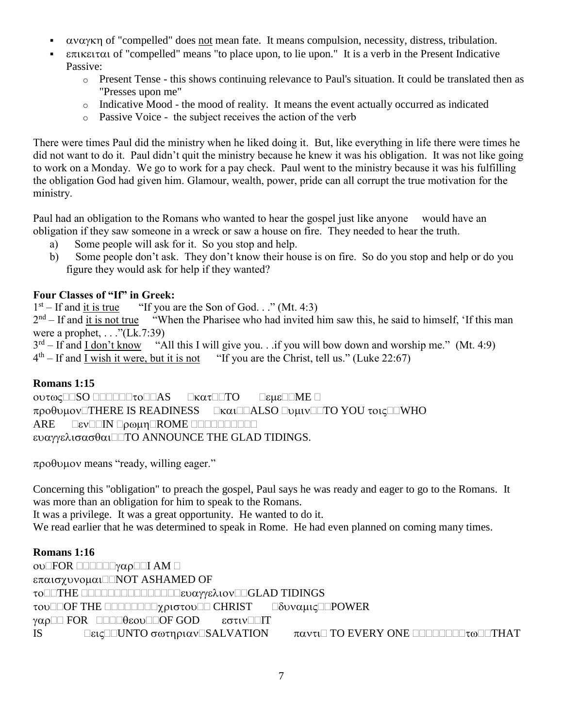- αναγκη of "compelled" does not mean fate. It means compulsion, necessity, distress, tribulation.
- επικειται of "compelled" means "to place upon, to lie upon." It is a verb in the Present Indicative Passive:
    - Present Tense - this shows continuing relevance to Paul's situation. It could be translated then as "Presses upon me"
    - Indicative Mood - the mood of reality. It means the event actually occurred as indicated
    - Passive Voice - the subject receives the action of the verb

There were times Paul did the ministry when he liked doing it. But, like everything in life there were times he did not want to do it. Paul didn't quit the ministry because he knew it was his obligation. It was not like going to work on a Monday. We go to work for a pay check. Paul went to the ministry because it was his fulfilling the obligation God had given him. Glamour, wealth, power, pride can all corrupt the true motivation for the ministry.

Paul had an obligation to the Romans who wanted to hear the gospel just like anyone would have an obligation if they saw someone in a wreck or saw a house on fire. They needed to hear the truth.

a) Some people will ask for it. So you stop and help.
b) Some people don't ask. They don't know their house is on fire. So do you stop and help or do you figure they would ask for help if they wanted?

**Four Classes of "If" in Greek:**

1st – If and it is true "If you are the Son of God. . ." (Mt. 4:3)
2nd – If and it is not true "When the Pharisee who had invited him saw this, he said to himself, 'If this man were a prophet, . . ."(Lk.7:39)
3rd – If and I don't know "All this I will give you. . .if you will bow down and worship me." (Mt. 4:9)
4th – If and I wish it were, but it is not "If you are the Christ, tell us." (Luke 22:67)

**Romans 1:15**

ουτως SO το AS κατ TO εμε ME
προθυμον THERE IS READINESS και ALSO υμιν TO YOU τοις WHO ARE εν IN ρωμη ROME
ευαγγελισασθαι TO ANNOUNCE THE GLAD TIDINGS.

προθυμον means "ready, willing eager."

Concerning this "obligation" to preach the gospel, Paul says he was ready and eager to go to the Romans. It was more than an obligation for him to speak to the Romans.
It was a privilege. It was a great opportunity. He wanted to do it.
We read earlier that he was determined to speak in Rome. He had even planned on coming many times.

**Romans 1:16**

ου FOR γαρ I AM
επαισχυνομαι NOT ASHAMED OF
το THE ευαγγελιον GLAD TIDINGS
του OF THE χριστου CHRIST δυναμις POWER
γαρ FOR θεου OF GOD εστιν IT IS εις UNTO σωτηριαν SALVATION παντι TO EVERY ONE τω THAT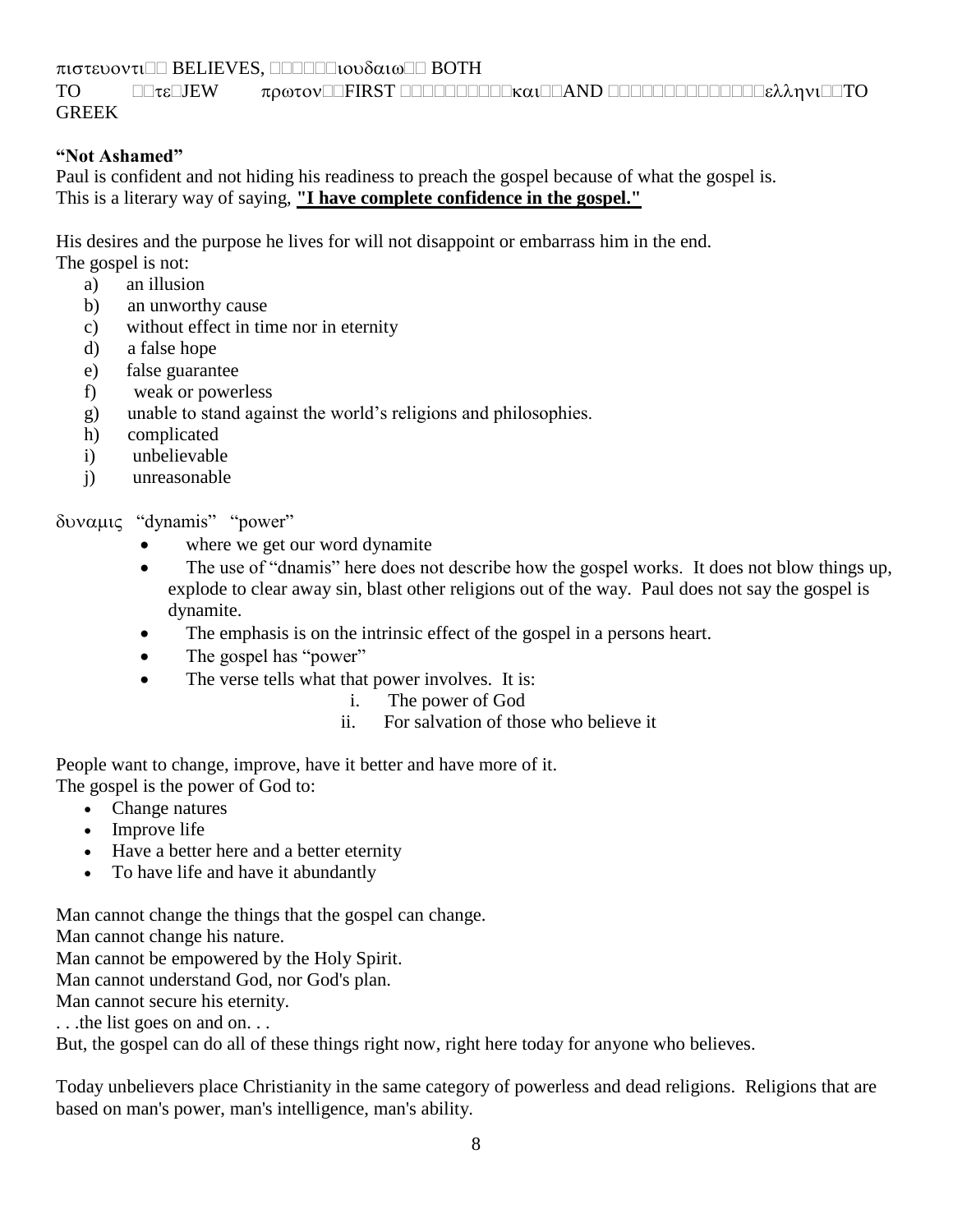πιστευοντι BELIEVES, ιουδαιω BOTH TO τε JEW πρωτον FIRST και AND ελληνι TO GREEK

**"Not Ashamed"**

Paul is confident and not hiding his readiness to preach the gospel because of what the gospel is.
This is a literary way of saying, **"I have complete confidence in the gospel."**

His desires and the purpose he lives for will not disappoint or embarrass him in the end.
The gospel is not:

a) an illusion
b) an unworthy cause
c) without effect in time nor in eternity
d) a false hope
e) false guarantee
f) weak or powerless
g) unable to stand against the world's religions and philosophies.
h) complicated
i) unbelievable
j) unreasonable

δυναμις "dynamis" "power"

- where we get our word dynamite
- The use of "dnamis" here does not describe how the gospel works. It does not blow things up, explode to clear away sin, blast other religions out of the way. Paul does not say the gospel is dynamite.
- The emphasis is on the intrinsic effect of the gospel in a persons heart.
- The gospel has "power"
- The verse tells what that power involves. It is:
    - i. The power of God
    - ii. For salvation of those who believe it

People want to change, improve, have it better and have more of it.
The gospel is the power of God to:

- Change natures
- Improve life
- Have a better here and a better eternity
- To have life and have it abundantly

Man cannot change the things that the gospel can change.
Man cannot change his nature.
Man cannot be empowered by the Holy Spirit.
Man cannot understand God, nor God's plan.
Man cannot secure his eternity.
. . .the list goes on and on. . .
But, the gospel can do all of these things right now, right here today for anyone who believes.

Today unbelievers place Christianity in the same category of powerless and dead religions. Religions that are based on man's power, man's intelligence, man's ability.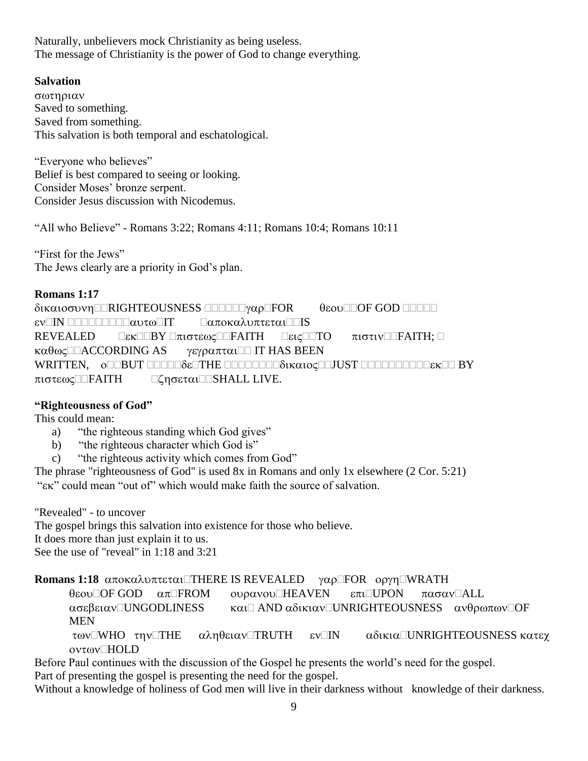Naturally, unbelievers mock Christianity as being useless.
The message of Christianity is the power of God to change everything.

**Salvation**

σωτηριαν
Saved to something.
Saved from something.
This salvation is both temporal and eschatological.

"Everyone who believes"
Belief is best compared to seeing or looking.
Consider Moses' bronze serpent.
Consider Jesus discussion with Nicodemus.

"All who Believe" - Romans 3:22; Romans 4:11; Romans 10:4; Romans 10:11

"First for the Jews"
The Jews clearly are a priority in God's plan.

**Romans 1:17**

δικαιοσυνη RIGHTEOUSNESS γαρ FOR θεου OF GOD εν IN αυτω IT αποκαλυπτεται IS REVEALED εκ BY πιστεως FAITH εις TO πιστιν FAITH; καθως ACCORDING AS γεγραπται IT HAS BEEN WRITTEN, ο BUT δε THE δικαιος JUST εκ BY πιστεως FAITH ζησεται SHALL LIVE.

**"Righteousness of God"**

This could mean:

a) "the righteous standing which God gives"
b) "the righteous character which God is"
c) "the righteous activity which comes from God"

The phrase "righteousness of God" is used 8x in Romans and only 1x elsewhere (2 Cor. 5:21)
"εκ" could mean "out of" which would make faith the source of salvation.

"Revealed" - to uncover
The gospel brings this salvation into existence for those who believe.
It does more than just explain it to us.
See the use of "reveal" in 1:18 and 3:21

**Romans 1:18** αποκαλυπτεται THERE IS REVEALED γαρ FOR οργη WRATH θεου OF GOD απ FROM ουρανου HEAVEN επι UPON πασαν ALL ασεβειαν UNGODLINESS και AND αδικιαν UNRIGHTEOUSNESS ανθρωπων OF MEN των WHO την THE αληθειαν TRUTH εν IN αδικια UNRIGHTEOUSNESS κατεχ οντων HOLD

Before Paul continues with the discussion of the Gospel he presents the world's need for the gospel.
Part of presenting the gospel is presenting the need for the gospel.
Without a knowledge of holiness of God men will live in their darkness without knowledge of their darkness.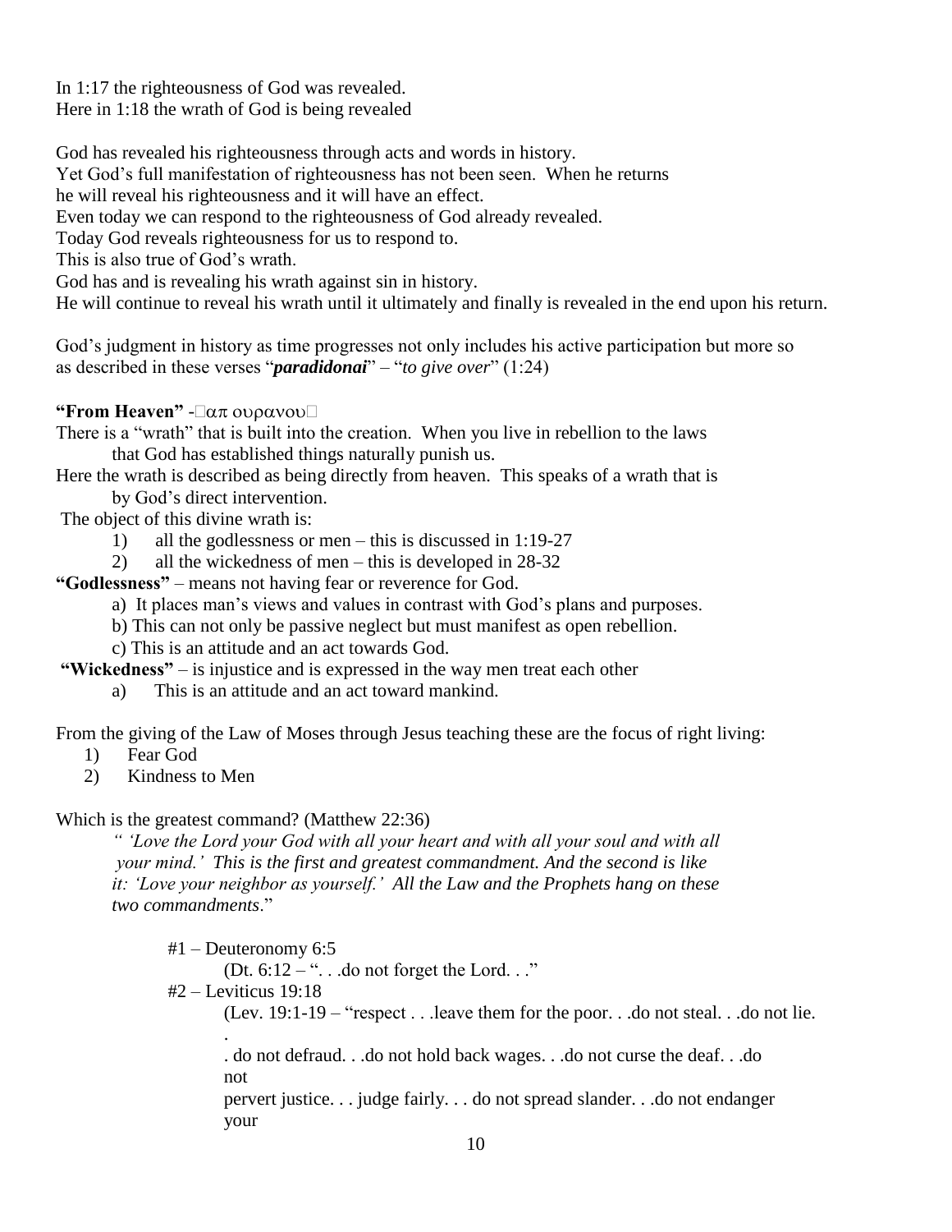In 1:17 the righteousness of God was revealed.
Here in 1:18 the wrath of God is being revealed

God has revealed his righteousness through acts and words in history.
Yet God's full manifestation of righteousness has not been seen. When he returns he will reveal his righteousness and it will have an effect.
Even today we can respond to the righteousness of God already revealed.
Today God reveals righteousness for us to respond to.
This is also true of God's wrath.
God has and is revealing his wrath against sin in history.
He will continue to reveal his wrath until it ultimately and finally is revealed in the end upon his return.

God's judgment in history as time progresses not only includes his active participation but more so as described in these verses "***paradidonai***" – "*to give over*" (1:24)

**"From Heaven"** -απ ουρανου

There is a "wrath" that is built into the creation. When you live in rebellion to the laws that God has established things naturally punish us.

Here the wrath is described as being directly from heaven. This speaks of a wrath that is by God's direct intervention.

The object of this divine wrath is:

1) all the godlessness or men – this is discussed in 1:19-27
2) all the wickedness of men – this is developed in 28-32

**"Godlessness"** – means not having fear or reverence for God.

a) It places man's views and values in contrast with God's plans and purposes.
b) This can not only be passive neglect but must manifest as open rebellion.
c) This is an attitude and an act towards God.

**"Wickedness"** – is injustice and is expressed in the way men treat each other

a) This is an attitude and an act toward mankind.

From the giving of the Law of Moses through Jesus teaching these are the focus of right living:

1) Fear God
2) Kindness to Men

Which is the greatest command? (Matthew 22:36)

> *" 'Love the Lord your God with all your heart and with all your soul and with all your mind.' This is the first and greatest commandment. And the second is like it: 'Love your neighbor as yourself.' All the Law and the Prophets hang on these two commandments*."

#1 – Deuteronomy 6:5
(Dt. 6:12 – ". . .do not forget the Lord. . ."

#2 – Leviticus 19:18
(Lev. 19:1-19 – "respect . . .leave them for the poor. . .do not steal. . .do not lie. . . do not defraud. . .do not hold back wages. . .do not curse the deaf. . .do not pervert justice. . . judge fairly. . . do not spread slander. . .do not endanger your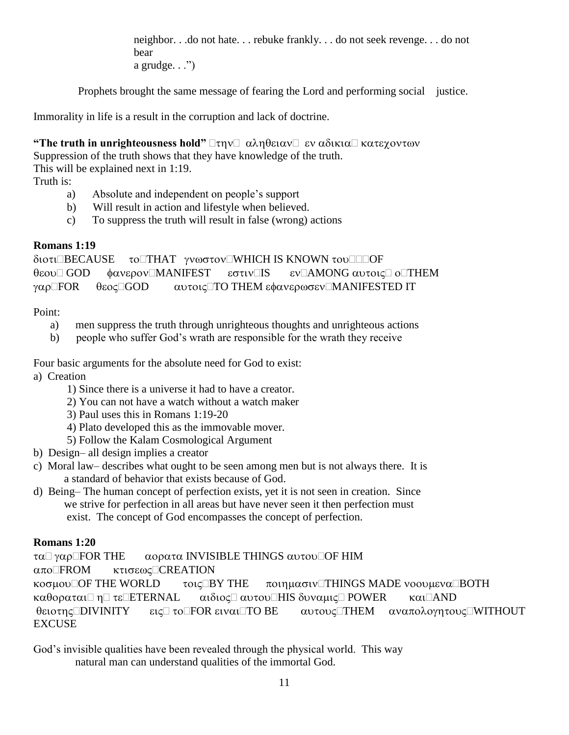neighbor. . .do not hate. . . rebuke frankly. . . do not seek revenge. . . do not bear
a grudge. . .")

Prophets brought the same message of fearing the Lord and performing social justice.

Immorality in life is a result in the corruption and lack of doctrine.

**"The truth in unrighteousness hold"** την αληθειαν εν αδικια κατεχοντων
Suppression of the truth shows that they have knowledge of the truth.
This will be explained next in 1:19.
Truth is:

a) Absolute and independent on people's support
b) Will result in action and lifestyle when believed.
c) To suppress the truth will result in false (wrong) actions

**Romans 1:19**

διοτι BECAUSE το THAT γνωστον WHICH IS KNOWN του OF θεου GOD φανερον MANIFEST εστιν IS εν AMONG αυτοις ο THEM γαρ FOR θεος GOD αυτοις TO THEM εφανερωσεν MANIFESTED IT

Point:

a) men suppress the truth through unrighteous thoughts and unrighteous actions
b) people who suffer God's wrath are responsible for the wrath they receive

Four basic arguments for the absolute need for God to exist:

a) Creation
   1) Since there is a universe it had to have a creator.
   2) You can not have a watch without a watch maker
   3) Paul uses this in Romans 1:19-20
   4) Plato developed this as the immovable mover.
   5) Follow the Kalam Cosmological Argument
b) Design– all design implies a creator
c) Moral law– describes what ought to be seen among men but is not always there. It is a standard of behavior that exists because of God.
d) Being– The human concept of perfection exists, yet it is not seen in creation. Since we strive for perfection in all areas but have never seen it then perfection must exist. The concept of God encompasses the concept of perfection.

**Romans 1:20**

τα γαρ FOR THE αορατα INVISIBLE THINGS αυτου OF HIM απο FROM κτισεως CREATION κοσμου OF THE WORLD τοις BY THE ποιημασιν THINGS MADE νοουμενα BOTH καθοραται η τε ETERNAL αιδιος αυτου HIS δυναμις POWER και AND θειοτης DIVINITY εις το FOR ειναι TO BE αυτους THEM αναπολογητους WITHOUT EXCUSE

God's invisible qualities have been revealed through the physical world. This way natural man can understand qualities of the immortal God.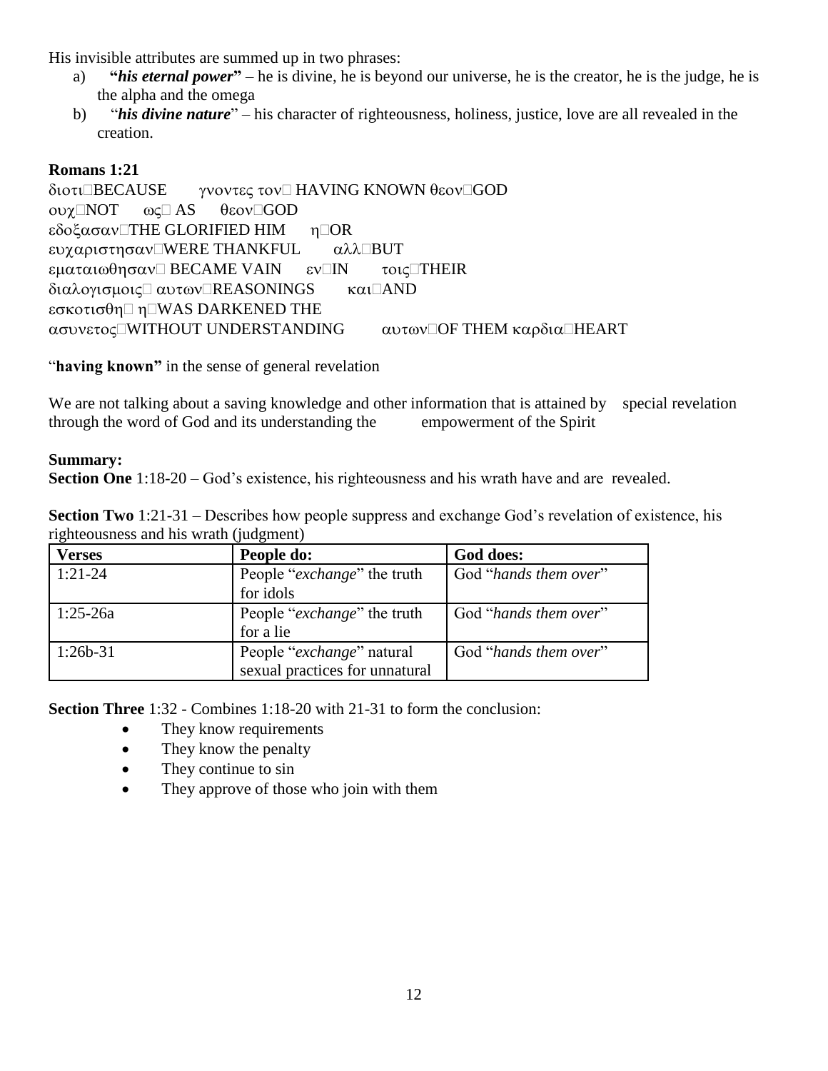His invisible attributes are summed up in two phrases:

a) **"*his eternal power*"** – he is divine, he is beyond our universe, he is the creator, he is the judge, he is the alpha and the omega
b) "***his divine nature***" – his character of righteousness, holiness, justice, love are all revealed in the creation.

**Romans 1:21**

διοτι BECAUSE γνοντες τον HAVING KNOWN θεον GOD
ουχ NOT ως AS θεον GOD
εδοξασαν THE GLORIFIED HIM η OR
ευχαριστησαν WERE THANKFUL αλλ BUT
εματαιωθησαν BECAME VAIN εν IN τοις THEIR
διαλογισμοις αυτων REASONINGS και AND
εσκοτισθη η WAS DARKENED THE
ασυνετος WITHOUT UNDERSTANDING αυτων OF THEM καρδια HEART

"**having known"** in the sense of general revelation

We are not talking about a saving knowledge and other information that is attained by special revelation through the word of God and its understanding the empowerment of the Spirit

**Summary:**

**Section One** 1:18-20 – God's existence, his righteousness and his wrath have and are revealed.

**Section Two** 1:21-31 – Describes how people suppress and exchange God's revelation of existence, his righteousness and his wrath (judgment)

| Verses | People do: | God does: |
|---|---|---|
| 1:21-24 | People "*exchange*" the truth for idols | God "*hands them over*" |
| 1:25-26a | People "*exchange*" the truth for a lie | God "*hands them over*" |
| 1:26b-31 | People "*exchange*" natural sexual practices for unnatural | God "*hands them over*" |

**Section Three** 1:32 - Combines 1:18-20 with 21-31 to form the conclusion:

- They know requirements
- They know the penalty
- They continue to sin
- They approve of those who join with them